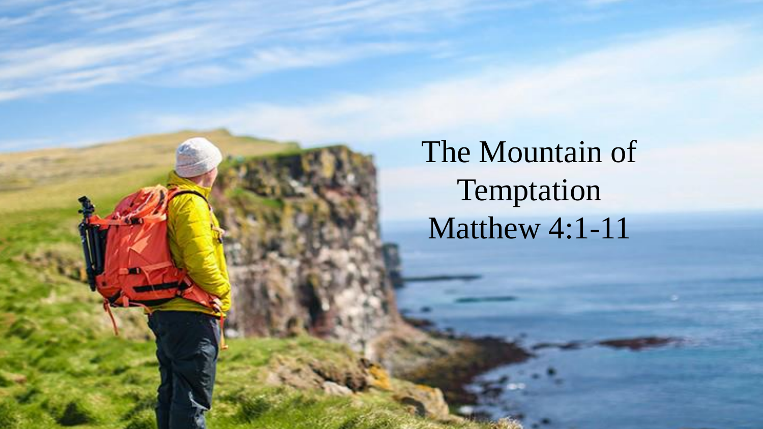# The Mountain of Temptation

## Matthew 4:1-11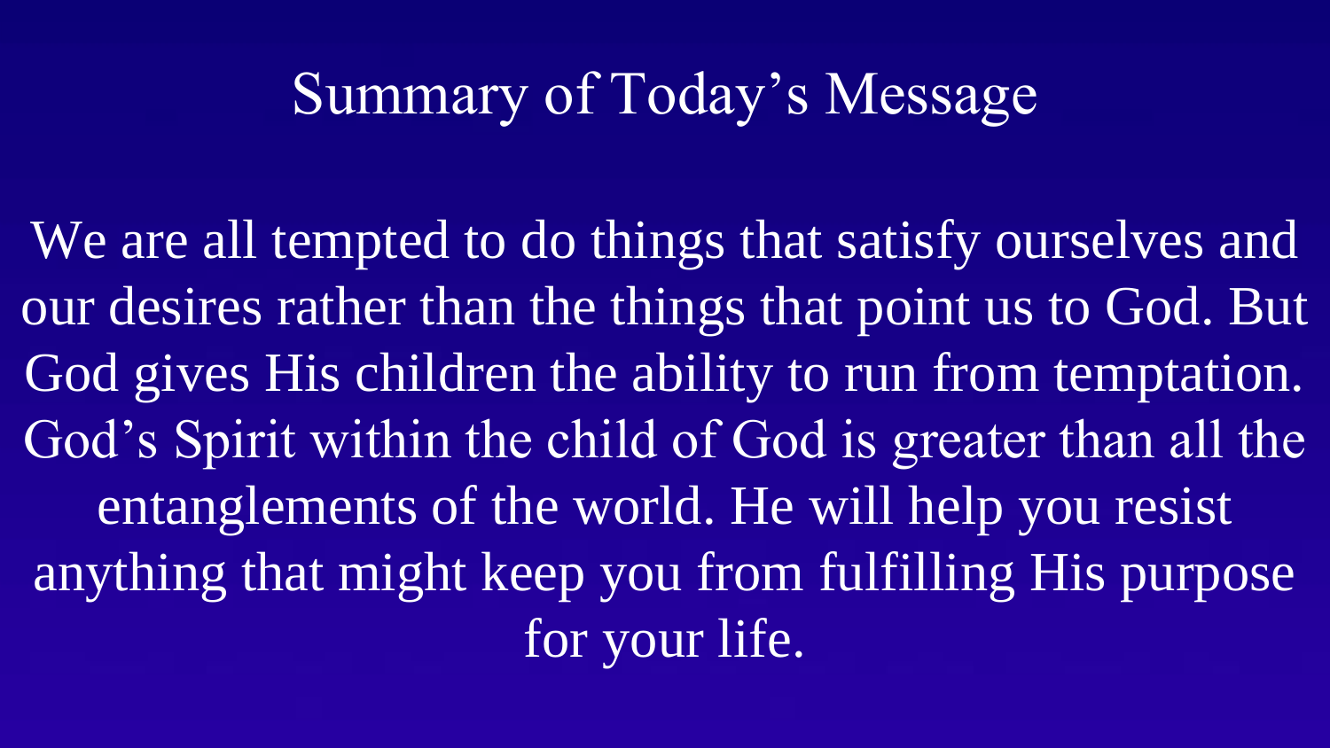# Summary of Today's Message

We are all tempted to do things that satisfy ourselves and our desires rather than the things that point us to God. But God gives His children the ability to run from temptation. God's Spirit within the child of God is greater than all the entanglements of the world. He will help you resist anything that might keep you from fulfilling His purpose for your life.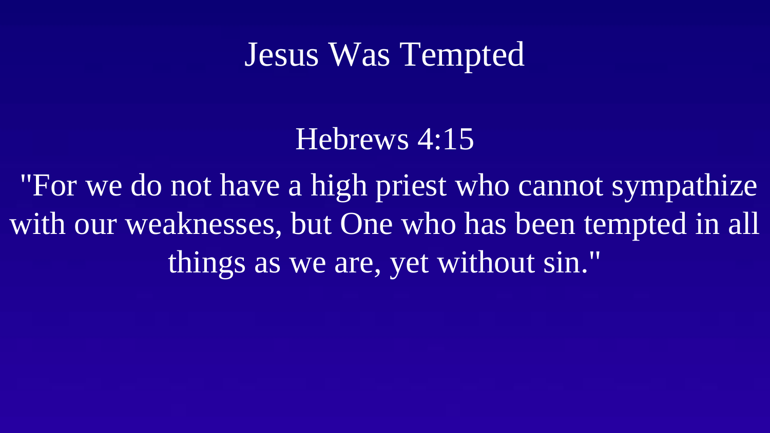# Jesus Was Tempted

## Hebrews 4:15

"For we do not have a high priest who cannot sympathize with our weaknesses, but One who has been tempted in all things as we are, yet without sin."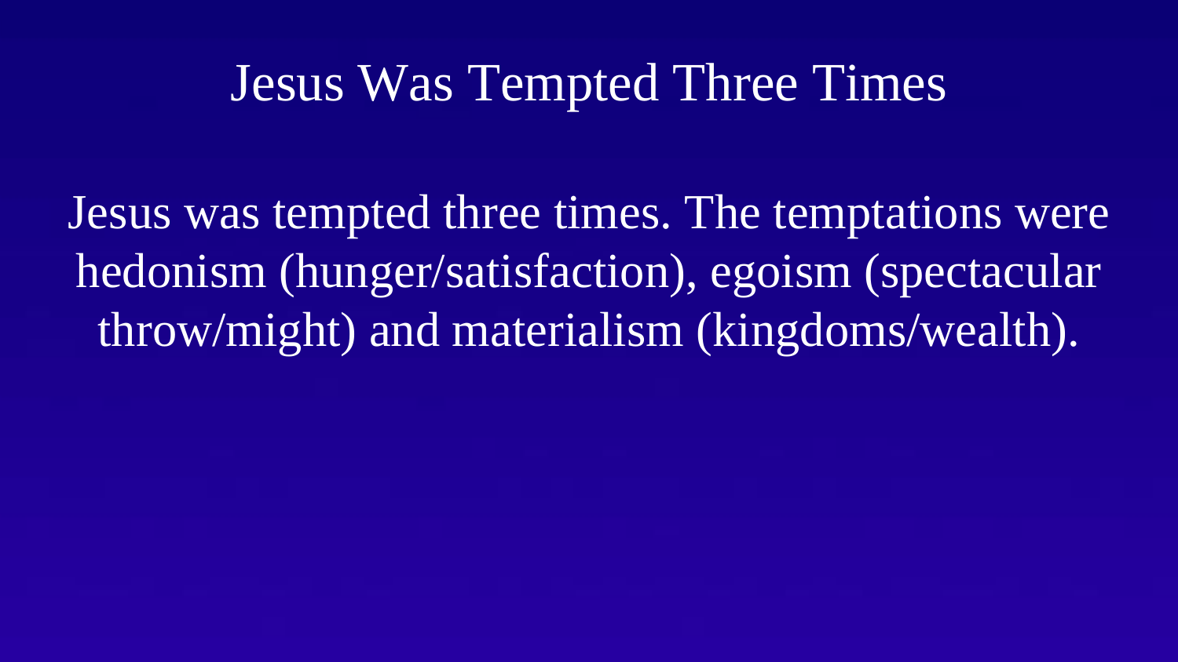# Jesus Was Tempted Three Times

Jesus was tempted three times. The temptations were hedonism (hunger/satisfaction), egoism (spectacular throw/might) and materialism (kingdoms/wealth).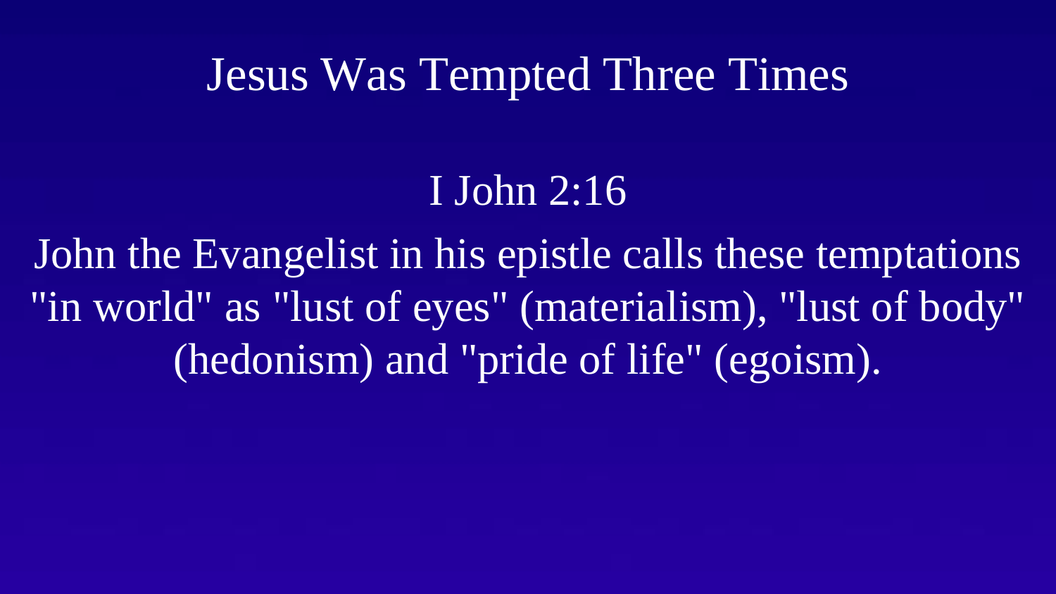# Jesus Was Tempted Three Times

## I John 2:16

John the Evangelist in his epistle calls these temptations "in world" as "lust of eyes" (materialism), "lust of body" (hedonism) and "pride of life" (egoism).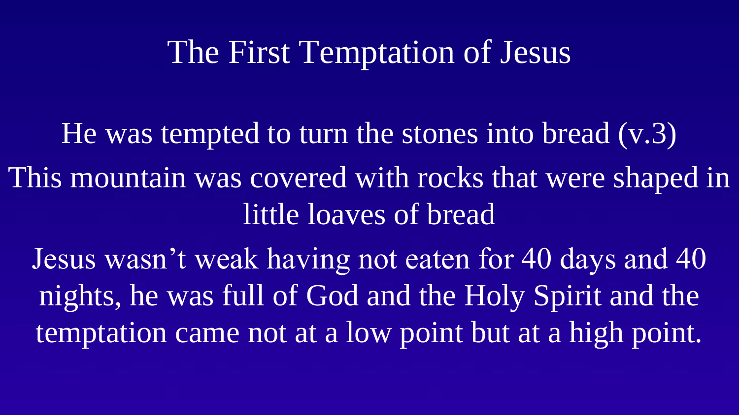# The First Temptation of Jesus

He was tempted to turn the stones into bread (v.3)

This mountain was covered with rocks that were shaped in little loaves of bread

Jesus wasn’t weak having not eaten for 40 days and 40 nights, he was full of God and the Holy Spirit and the temptation came not at a low point but at a high point.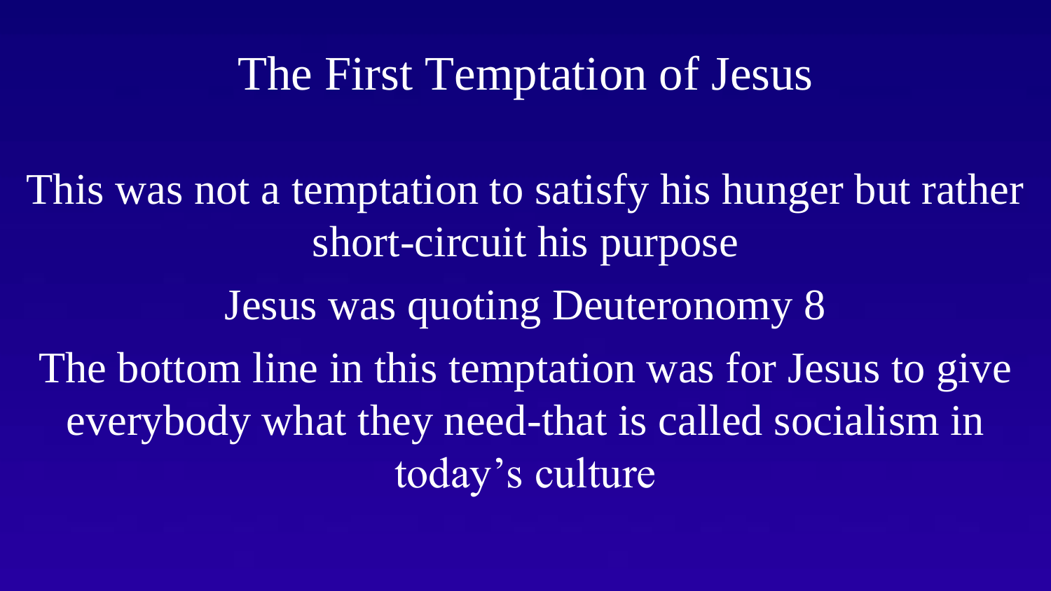# The First Temptation of Jesus

This was not a temptation to satisfy his hunger but rather short-circuit his purpose

Jesus was quoting Deuteronomy 8

The bottom line in this temptation was for Jesus to give everybody what they need-that is called socialism in today's culture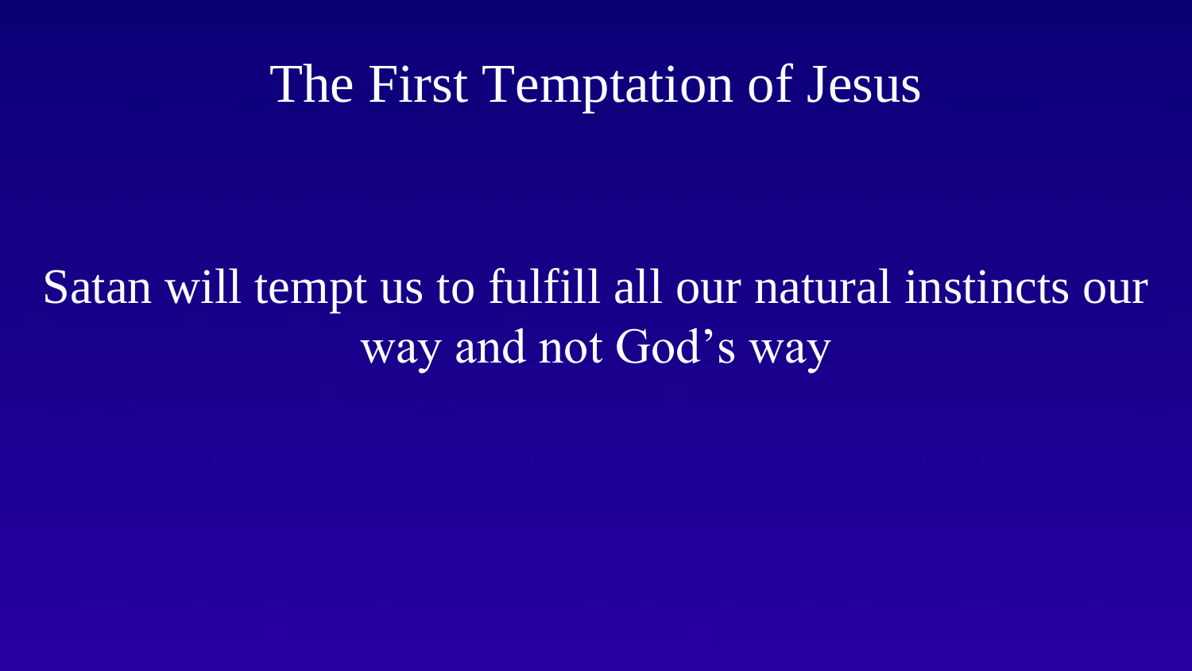# The First Temptation of Jesus

Satan will tempt us to fulfill all our natural instincts our way and not God's way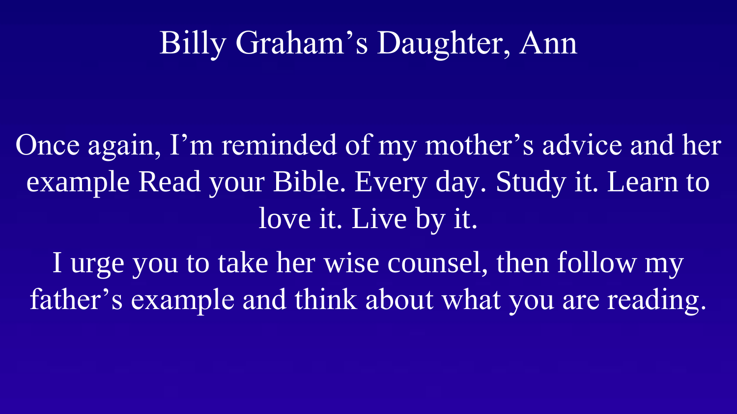# Billy Graham's Daughter, Ann

Once again, I'm reminded of my mother's advice and her example Read your Bible. Every day. Study it. Learn to love it. Live by it.

I urge you to take her wise counsel, then follow my father's example and think about what you are reading.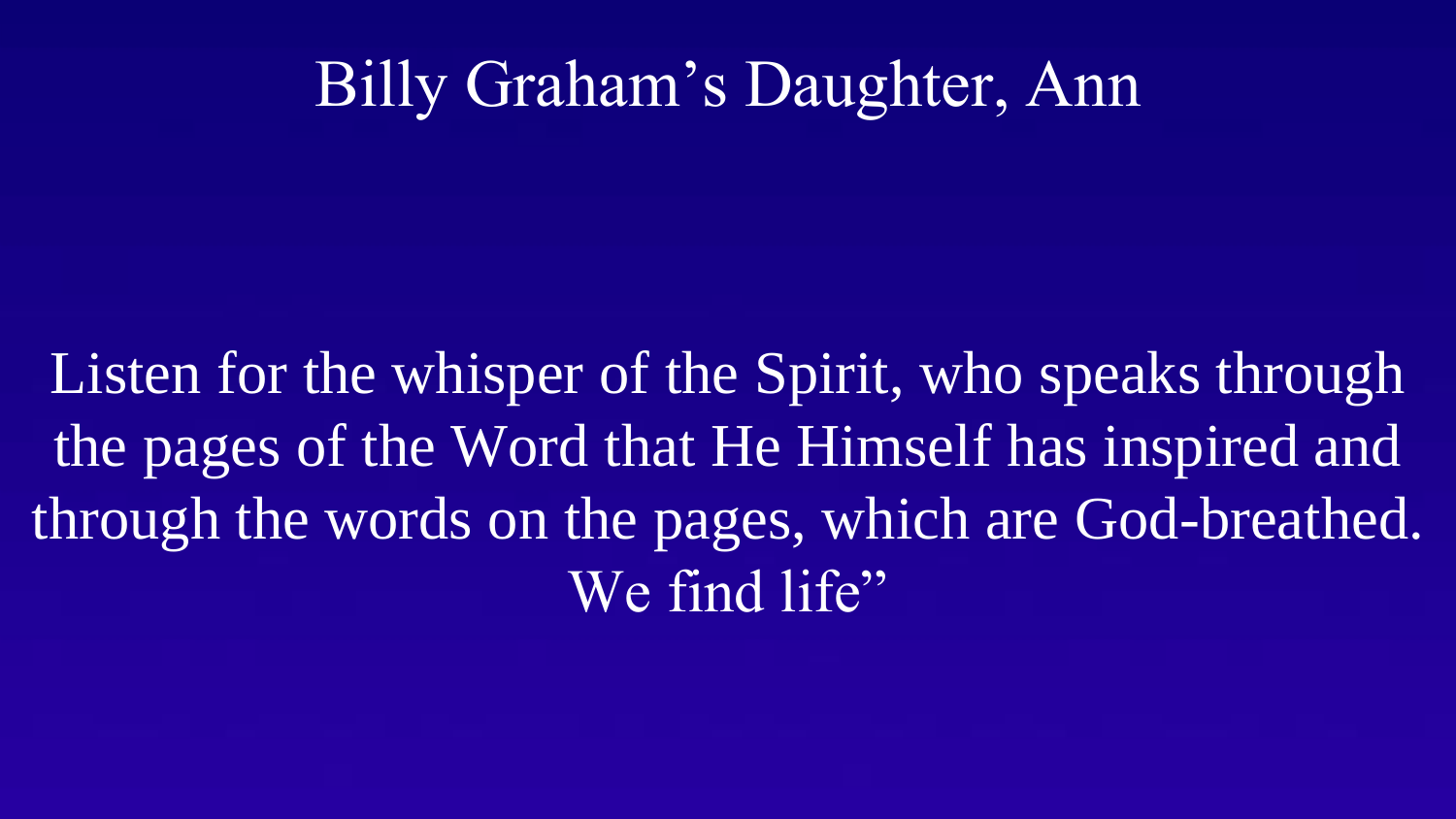# Billy Graham’s Daughter, Ann

Listen for the whisper of the Spirit, who speaks through the pages of the Word that He Himself has inspired and through the words on the pages, which are God-breathed. We find life”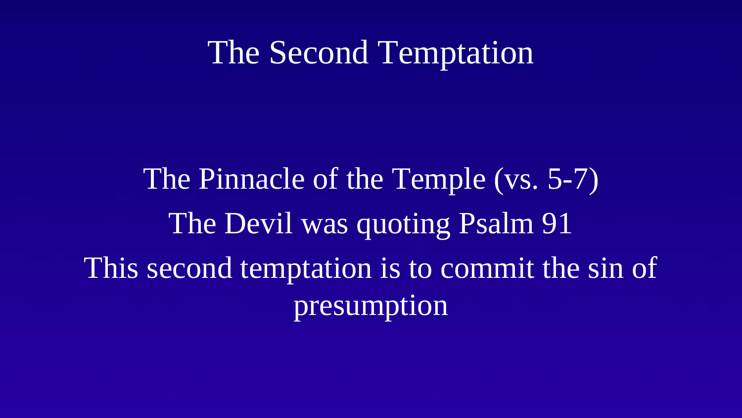# The Second Temptation

The Pinnacle of the Temple (vs. 5-7)

The Devil was quoting Psalm 91

This second temptation is to commit the sin of presumption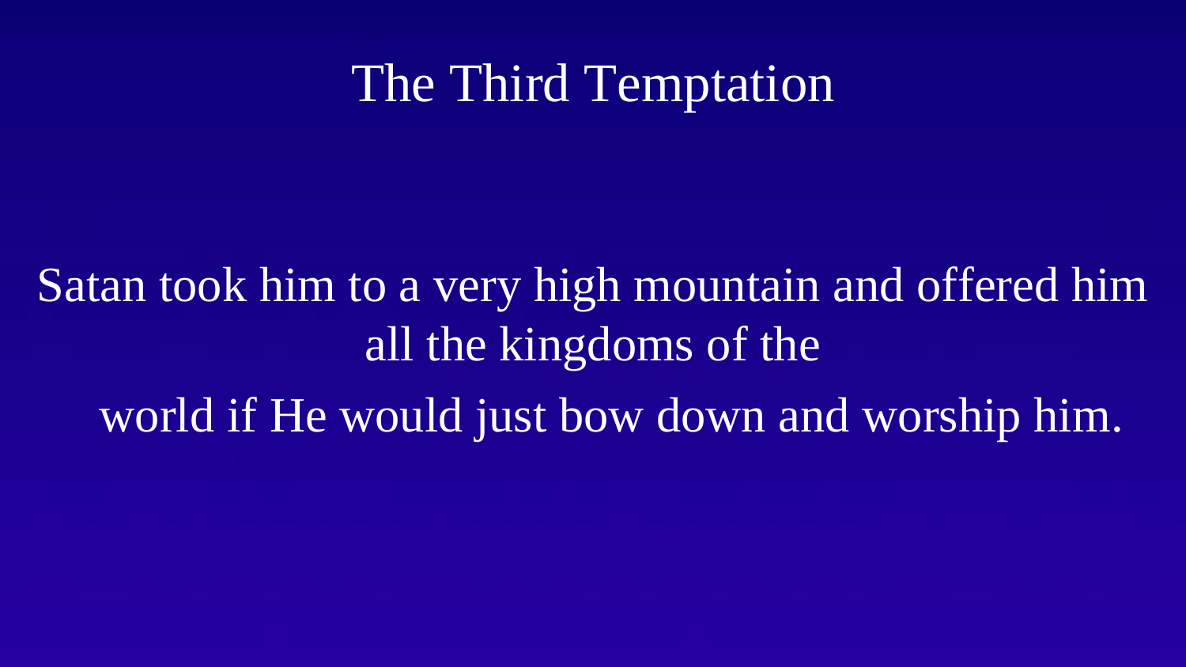# The Third Temptation

Satan took him to a very high mountain and offered him all the kingdoms of the world if He would just bow down and worship him.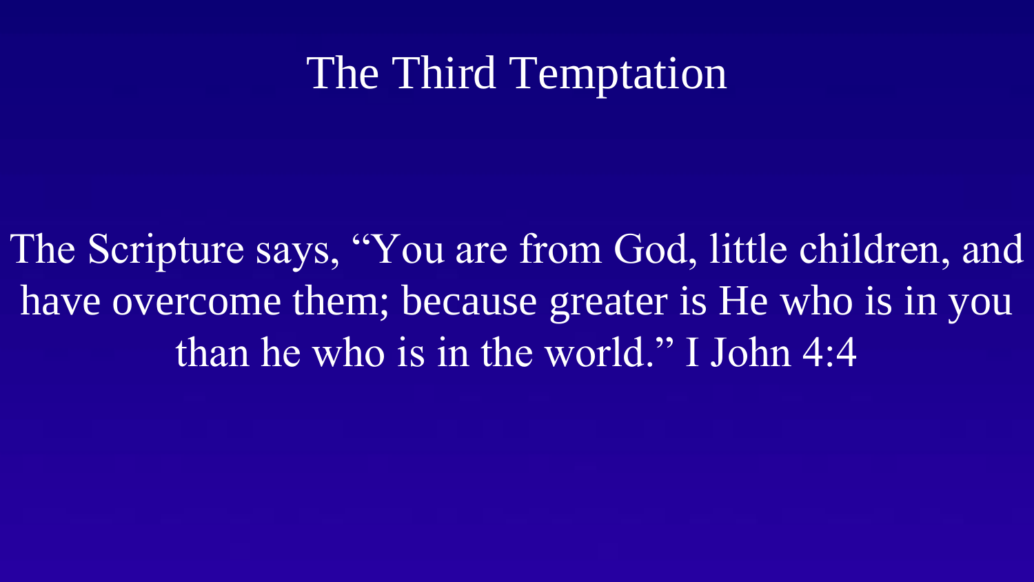# The Third Temptation

The Scripture says, “You are from God, little children, and have overcome them; because greater is He who is in you than he who is in the world.” I John 4:4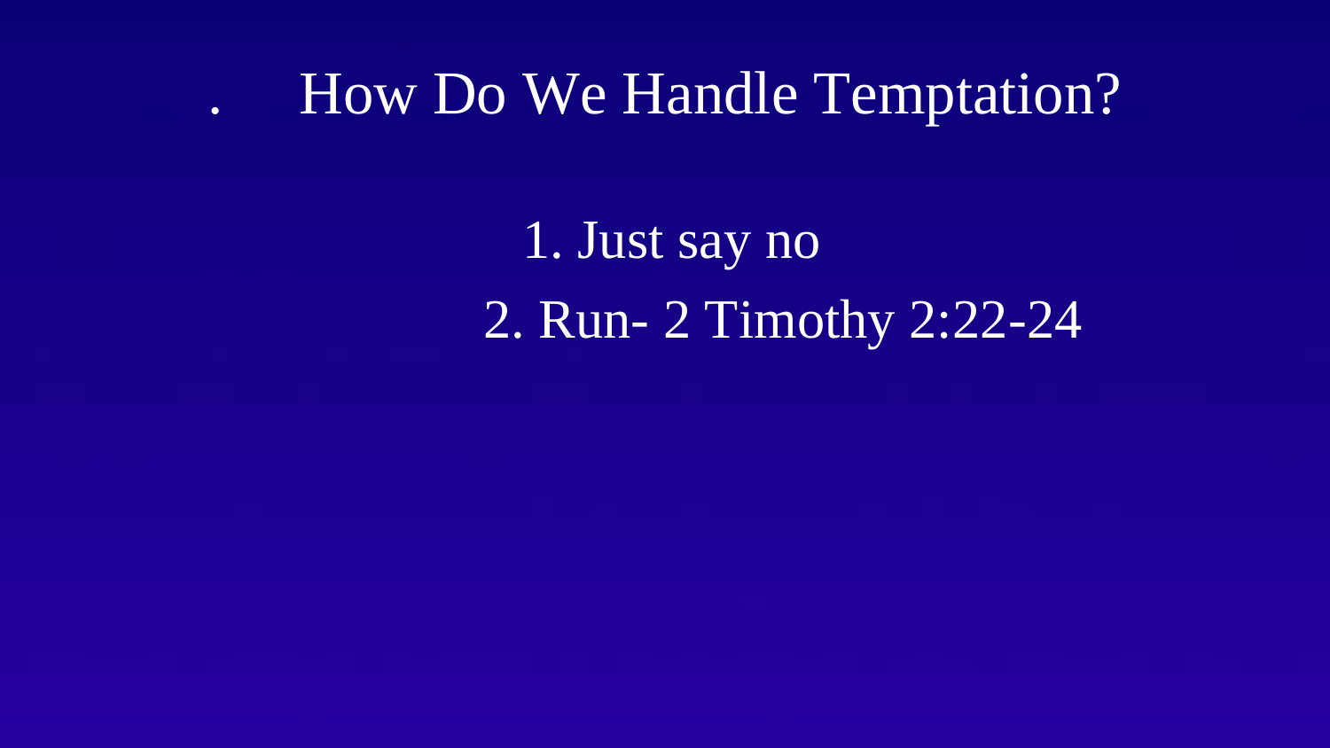# How Do We Handle Temptation?

1. Just say no
2. Run- 2 Timothy 2:22-24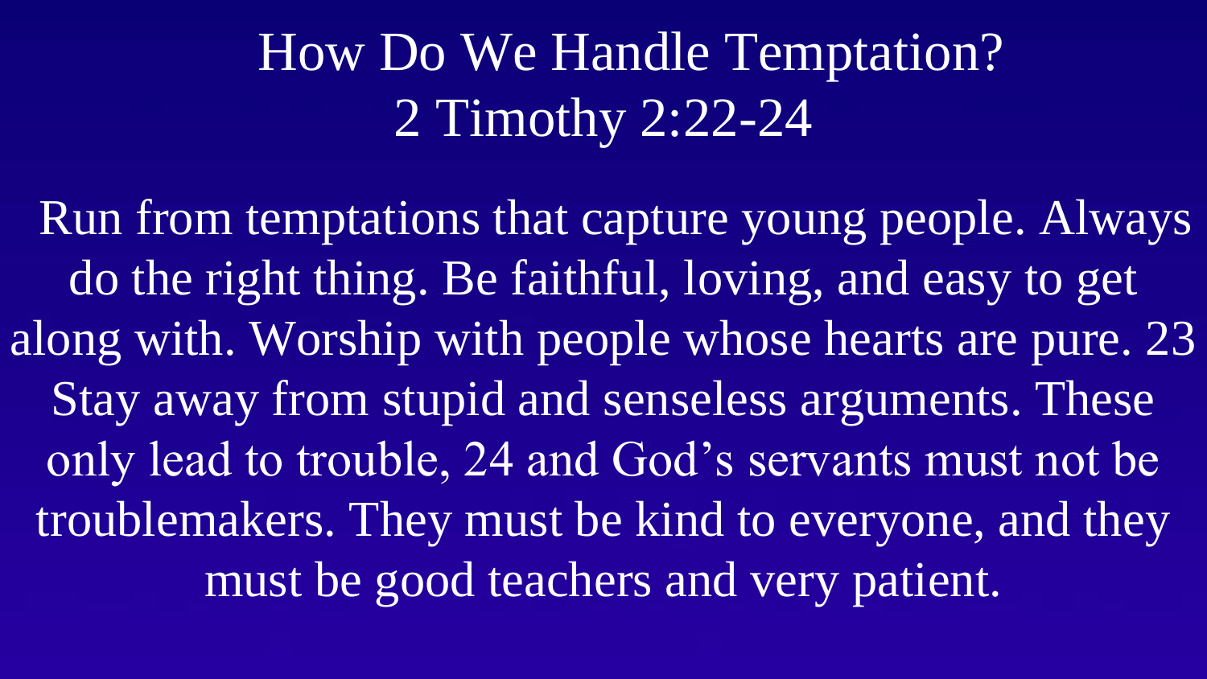# How Do We Handle Temptation?
## 2 Timothy 2:22-24

Run from temptations that capture young people. Always do the right thing. Be faithful, loving, and easy to get along with. Worship with people whose hearts are pure. 23 Stay away from stupid and senseless arguments. These only lead to trouble, 24 and God’s servants must not be troublemakers. They must be kind to everyone, and they must be good teachers and very patient.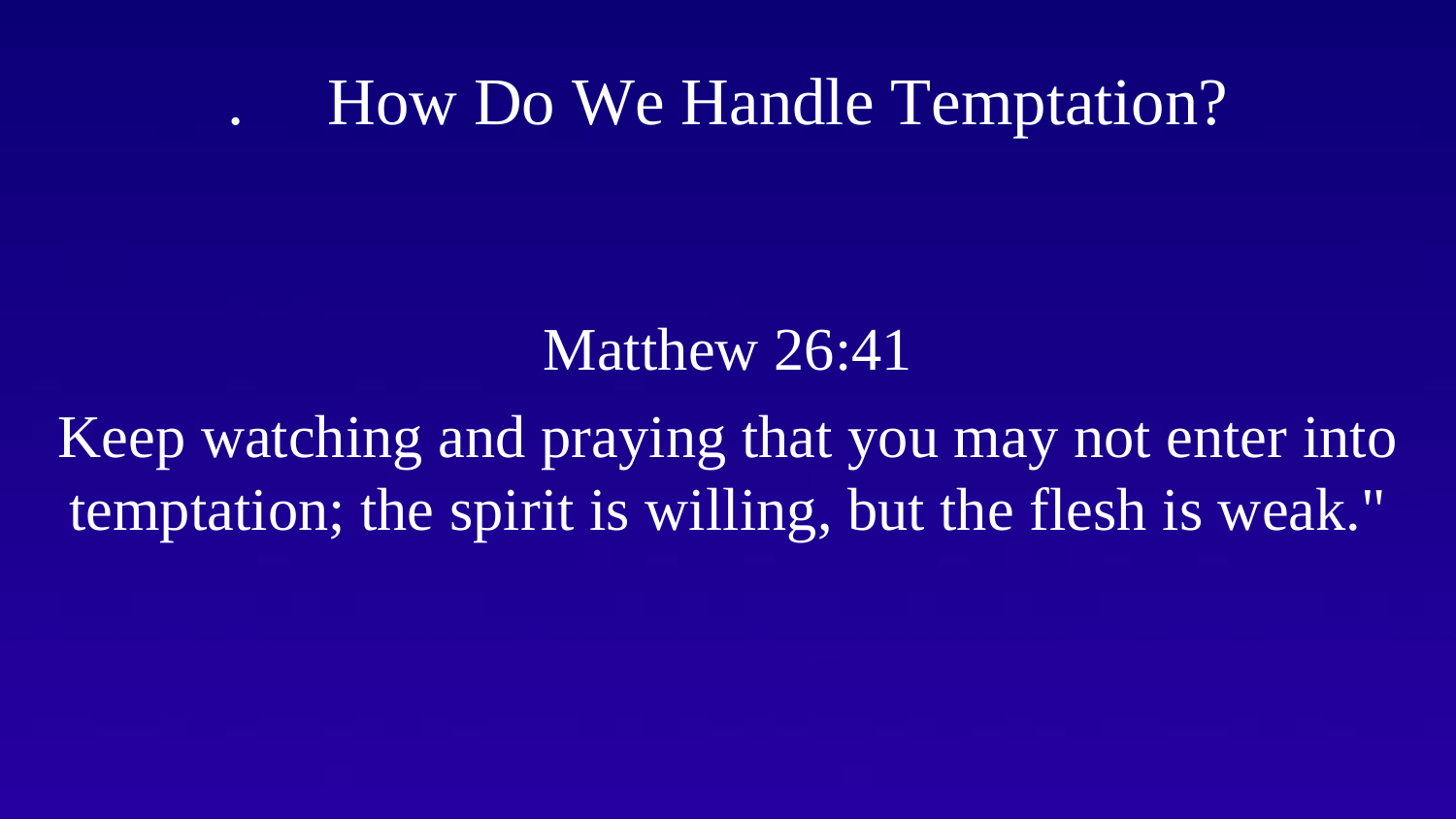# . How Do We Handle Temptation?

Matthew 26:41

Keep watching and praying that you may not enter into temptation; the spirit is willing, but the flesh is weak."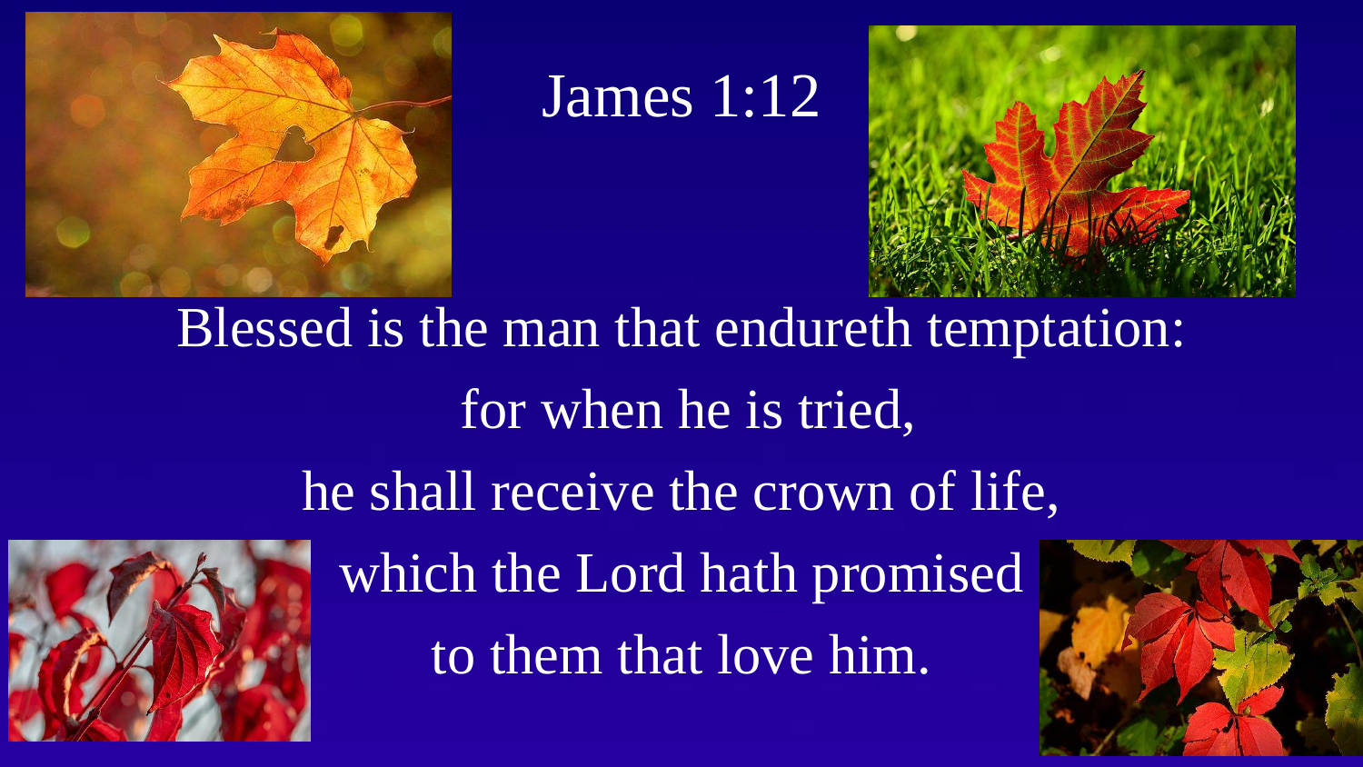# James 1:12

Blessed is the man that endureth temptation:

for when he is tried,

he shall receive the crown of life,

which the Lord hath promised

to them that love him.